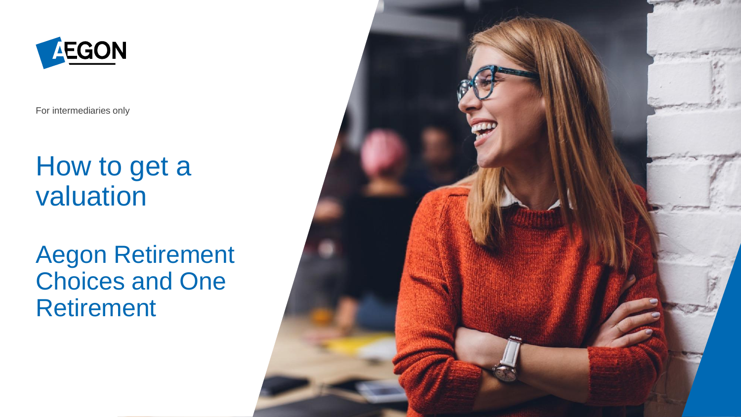AEGON

For intermediaries only

# How to get a valuation

## Aegon Retirement Choices and One Retirement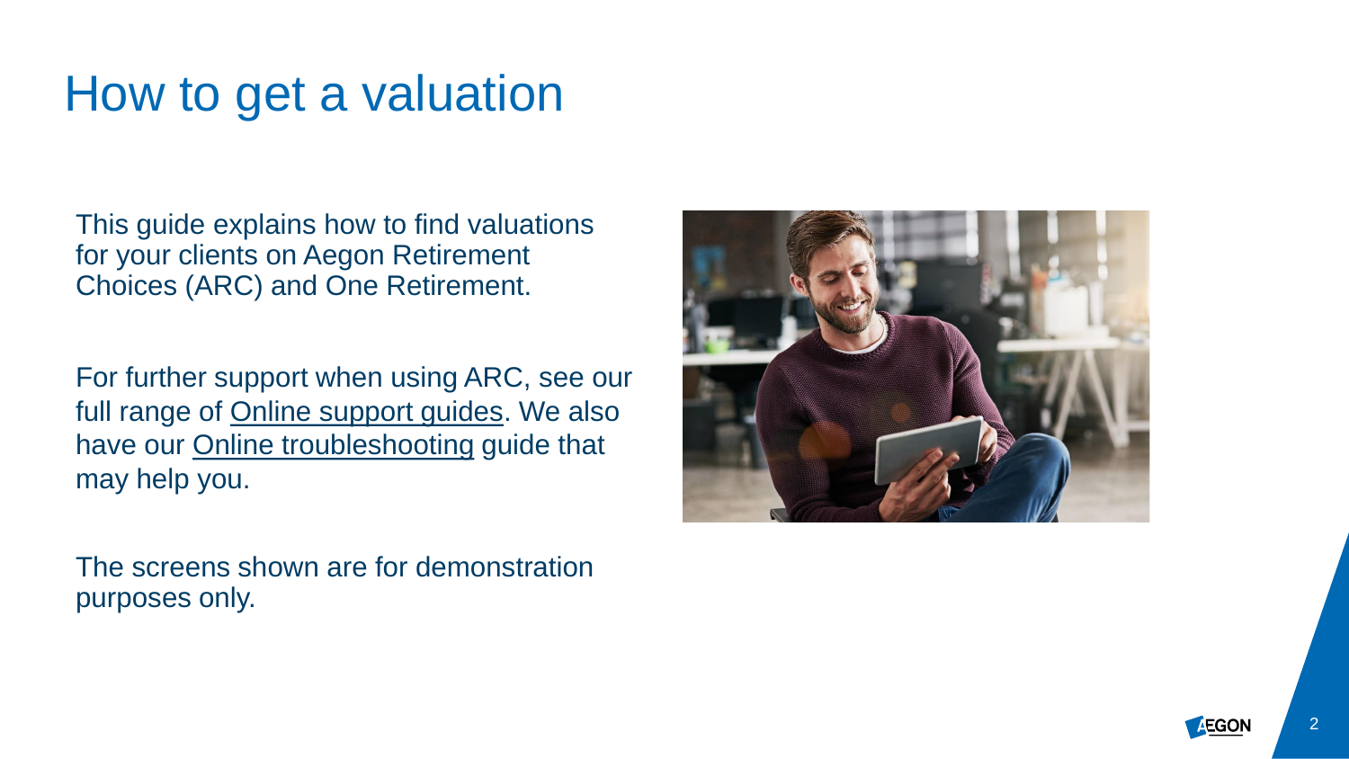# How to get a valuation

This guide explains how to find valuations for your clients on Aegon Retirement Choices (ARC) and One Retirement.

For further support when using ARC, see our full range of Online support guides. We also have our Online troubleshooting guide that may help you.

The screens shown are for demonstration purposes only.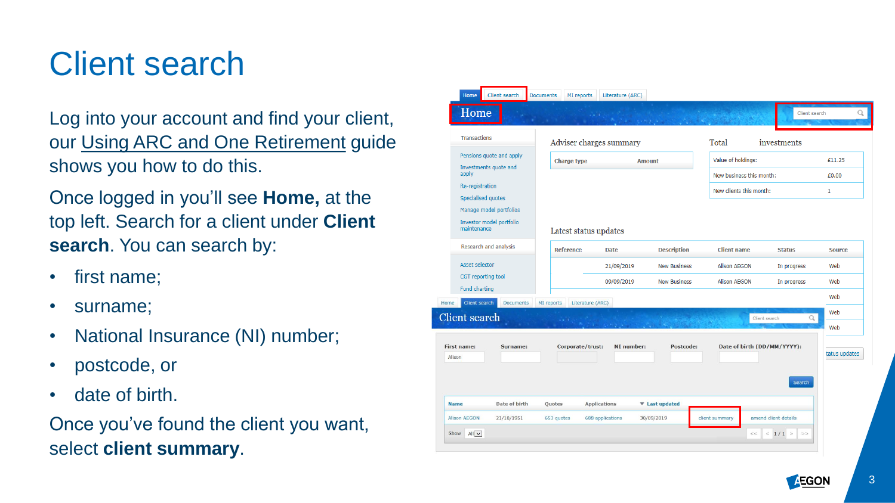# Client search

Log into your account and find your client, our Using ARC and One Retirement guide shows you how to do this.

Once logged in you'll see **Home,** at the top left. Search for a client under **Client search**. You can search by:

- first name;
- surname;
- National Insurance (NI) number;
- postcode, or
- date of birth.

Once you've found the client you want, select **client summary**.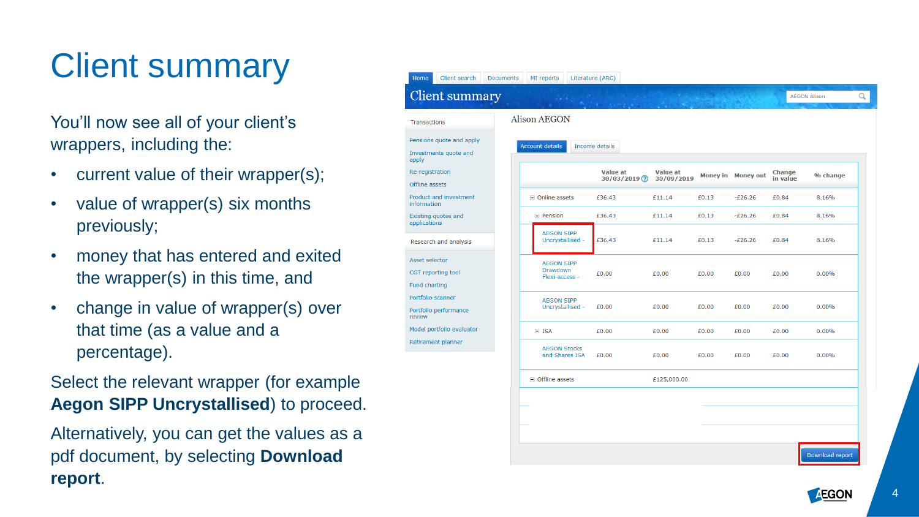# Client summary

You'll now see all of your client's wrappers, including the:

- current value of their wrapper(s);
- value of wrapper(s) six months previously;
- money that has entered and exited the wrapper(s) in this time, and
- change in value of wrapper(s) over that time (as a value and a percentage).

Select the relevant wrapper (for example **Aegon SIPP Uncrystallised**) to proceed.

Alternatively, you can get the values as a pdf document, by selecting **Download report**.

Home | Client search | Documents | MI reports | Literature (ARC)

## Client summary

Transactions

- Pensions quote and apply
- Investments quote and apply
- Re-registration
- Offline assets
- Product and investment information
- Existing quotes and applications

Research and analysis

- Asset selector
- CGT reporting tool
- Fund charting
- Portfolio scanner
- Portfolio performance review
- Model portfolio evaluator
- Retirement planner

Alison AEGON

Account details | Income details

| | Value at 30/03/2019 | Value at 30/09/2019 | Money in | Money out | Change in value | % change |
|---|---|---|---|---|---|---|
| Online assets | £36.43 | £11.14 | £0.13 | -£26.26 | £0.84 | 8.16% |
| Pension | £36.43 | £11.14 | £0.13 | -£26.26 | £0.84 | 8.16% |
| AEGON SIPP Uncrystallised - | £36.43 | £11.14 | £0.13 | -£26.26 | £0.84 | 8.16% |
| AEGON SIPP Drawdown Flexi-access - | £0.00 | £0.00 | £0.00 | £0.00 | £0.00 | 0.00% |
| AEGON SIPP Uncrystallised - | £0.00 | £0.00 | £0.00 | £0.00 | £0.00 | 0.00% |
| ISA | £0.00 | £0.00 | £0.00 | £0.00 | £0.00 | 0.00% |
| AEGON Stocks and Shares ISA | £0.00 | £0.00 | £0.00 | £0.00 | £0.00 | 0.00% |
| Offline assets | | £125,000.00 | | | | |

Download report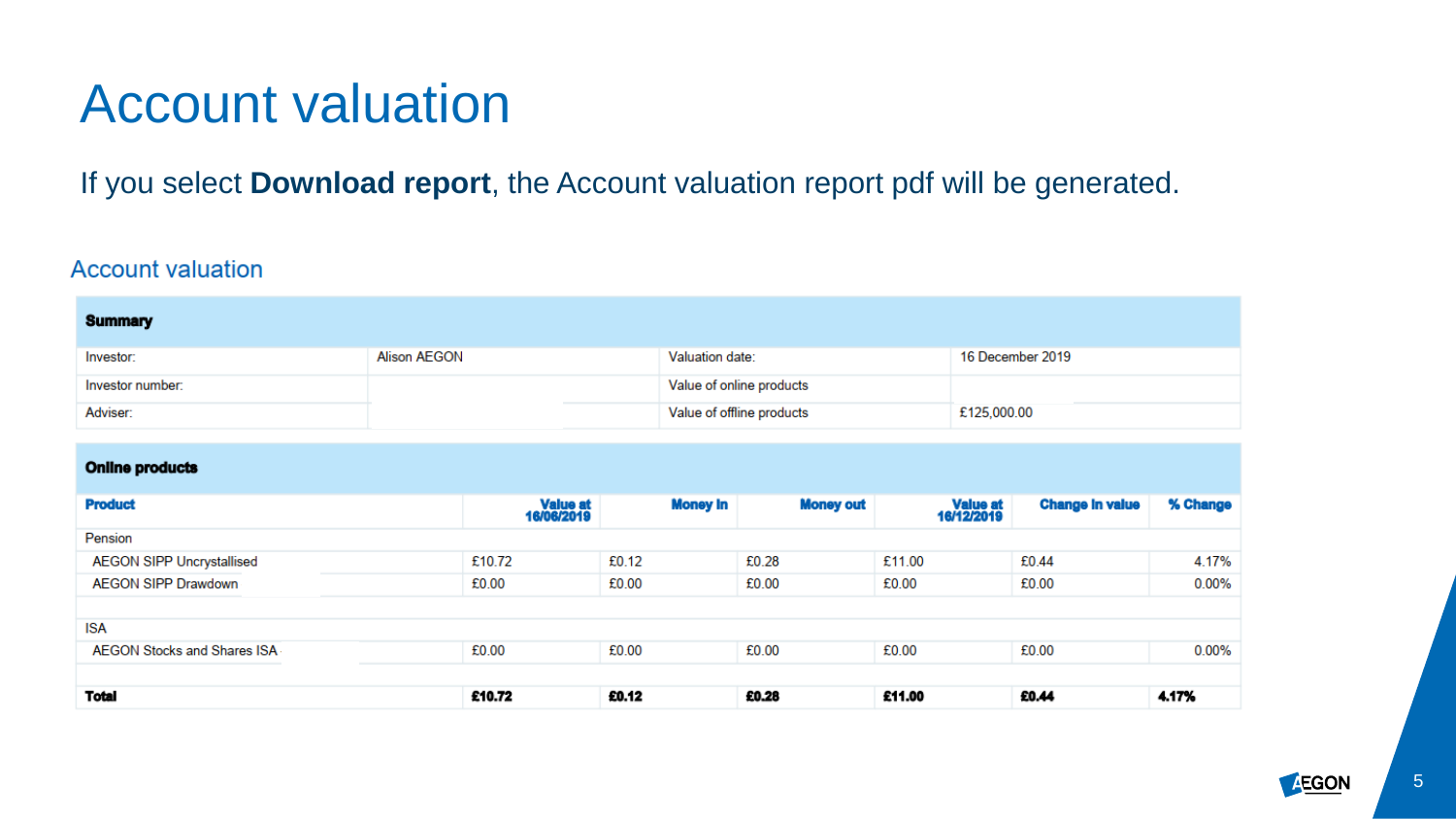# Account valuation

If you select **Download report**, the Account valuation report pdf will be generated.

## Account valuation

| **Summary** | | | |
|---|---|---|---|
| Investor: | Alison AEGON | Valuation date: | 16 December 2019 |
| Investor number: | | Value of online products | |
| Adviser: | | Value of offline products | £125,000.00 |

**Online products**

| **Product** | **Value at 16/06/2019** | **Money in** | **Money out** | **Value at 16/12/2019** | **Change in value** | **% Change** |
|---|---|---|---|---|---|---|
| Pension | | | | | | |
| AEGON SIPP Uncrystallised | £10.72 | £0.12 | £0.28 | £11.00 | £0.44 | 4.17% |
| AEGON SIPP Drawdown | £0.00 | £0.00 | £0.00 | £0.00 | £0.00 | 0.00% |
| ISA | | | | | | |
| AEGON Stocks and Shares ISA | £0.00 | £0.00 | £0.00 | £0.00 | £0.00 | 0.00% |
| **Total** | **£10.72** | **£0.12** | **£0.28** | **£11.00** | **£0.44** | **4.17%** |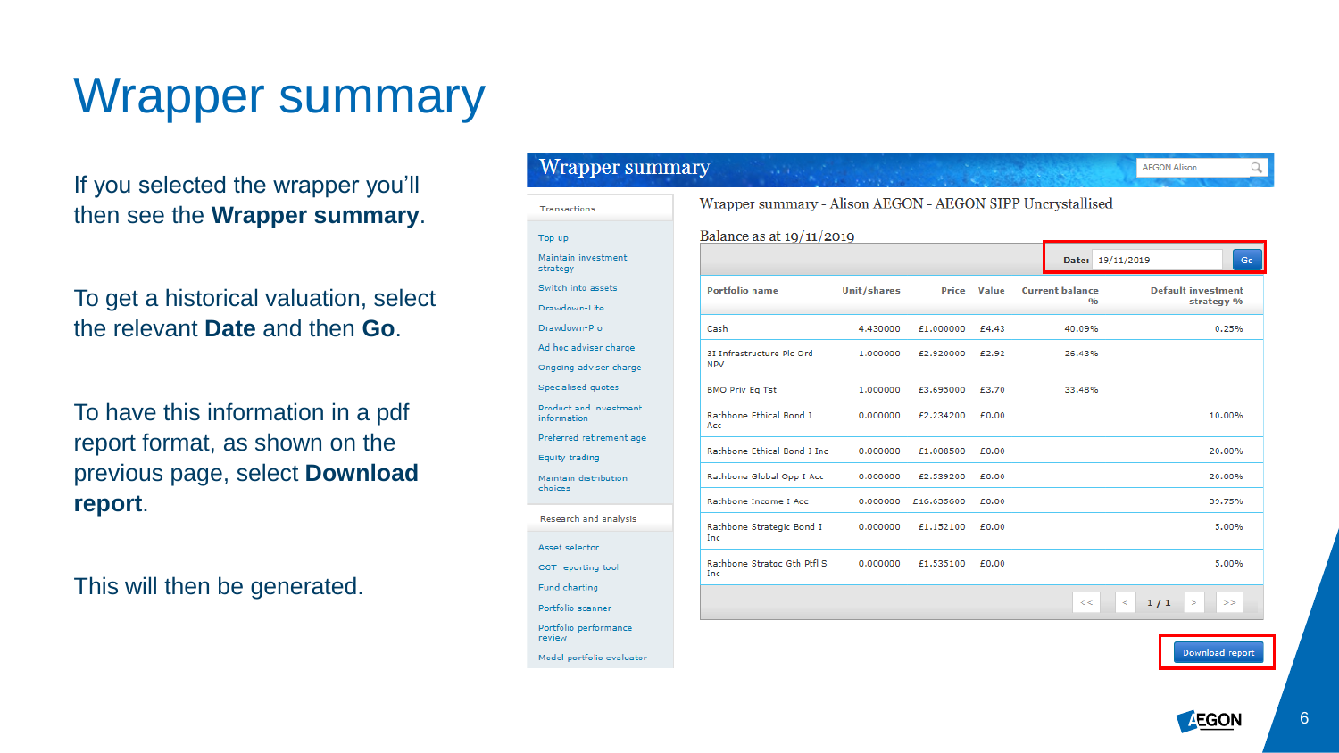# Wrapper summary

If you selected the wrapper you'll then see the **Wrapper summary**.

To get a historical valuation, select the relevant **Date** and then **Go**.

To have this information in a pdf report format, as shown on the previous page, select **Download report**.

This will then be generated.

## Wrapper summary

Transactions

- Top up
- Maintain investment strategy
- Switch into assets
- Drawdown-Lite
- Drawdown-Pro
- Ad hoc adviser charge
- Ongoing adviser charge
- Specialised quotes
- Product and investment information
- Preferred retirement age
- Equity trading
- Maintain distribution choices

Research and analysis

- Asset selector
- CGT reporting tool
- Fund charting
- Portfolio scanner
- Portfolio performance review
- Model portfolio evaluator

Wrapper summary - Alison AEGON - AEGON SIPP Uncrystallised

Balance as at 19/11/2019

Date: 19/11/2019 Go

| Portfolio name | Unit/shares | Price | Value | Current balance % | Default investment strategy % |
|---|---|---|---|---|---|
| Cash | 4.430000 | £1.000000 | £4.43 | 40.09% | 0.25% |
| 3I Infrastructure Plc Ord NPV | 1.000000 | £2.920000 | £2.92 | 26.43% | |
| BMO Priv Eq Tst | 1.000000 | £3.695000 | £3.70 | 33.48% | |
| Rathbone Ethical Bond I Acc | 0.000000 | £2.234200 | £0.00 | | 10.00% |
| Rathbone Ethical Bond I Inc | 0.000000 | £1.008500 | £0.00 | | 20.00% |
| Rathbone Global Opp I Acc | 0.000000 | £2.539200 | £0.00 | | 20.00% |
| Rathbone Income I Acc | 0.000000 | £16.635600 | £0.00 | | 39.75% |
| Rathbone Strategic Bond I Inc | 0.000000 | £1.152100 | £0.00 | | 5.00% |
| Rathbone Stratgc Gth Ptfl S Inc | 0.000000 | £1.535100 | £0.00 | | 5.00% |

1 / 1

Download report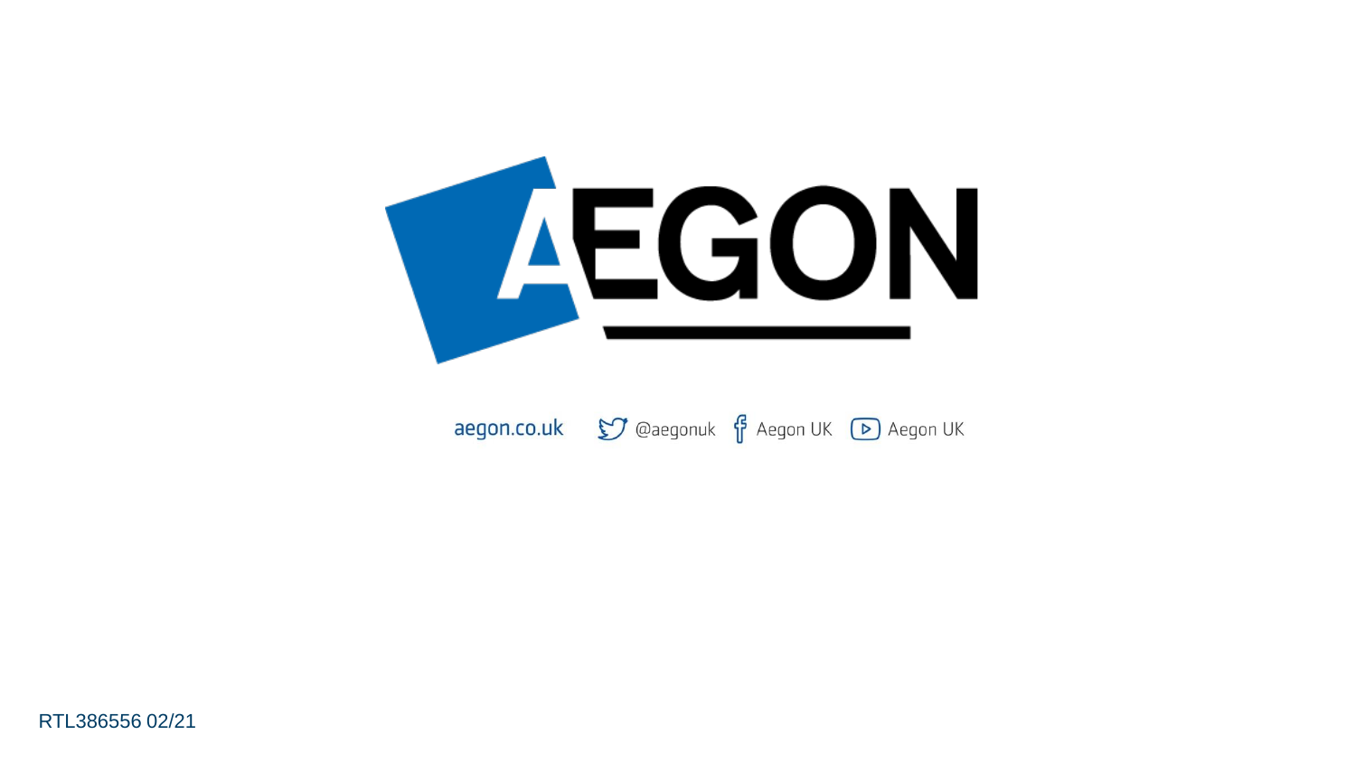AEGON

aegon.co.uk @aegonuk Aegon UK Aegon UK

RTL386556 02/21